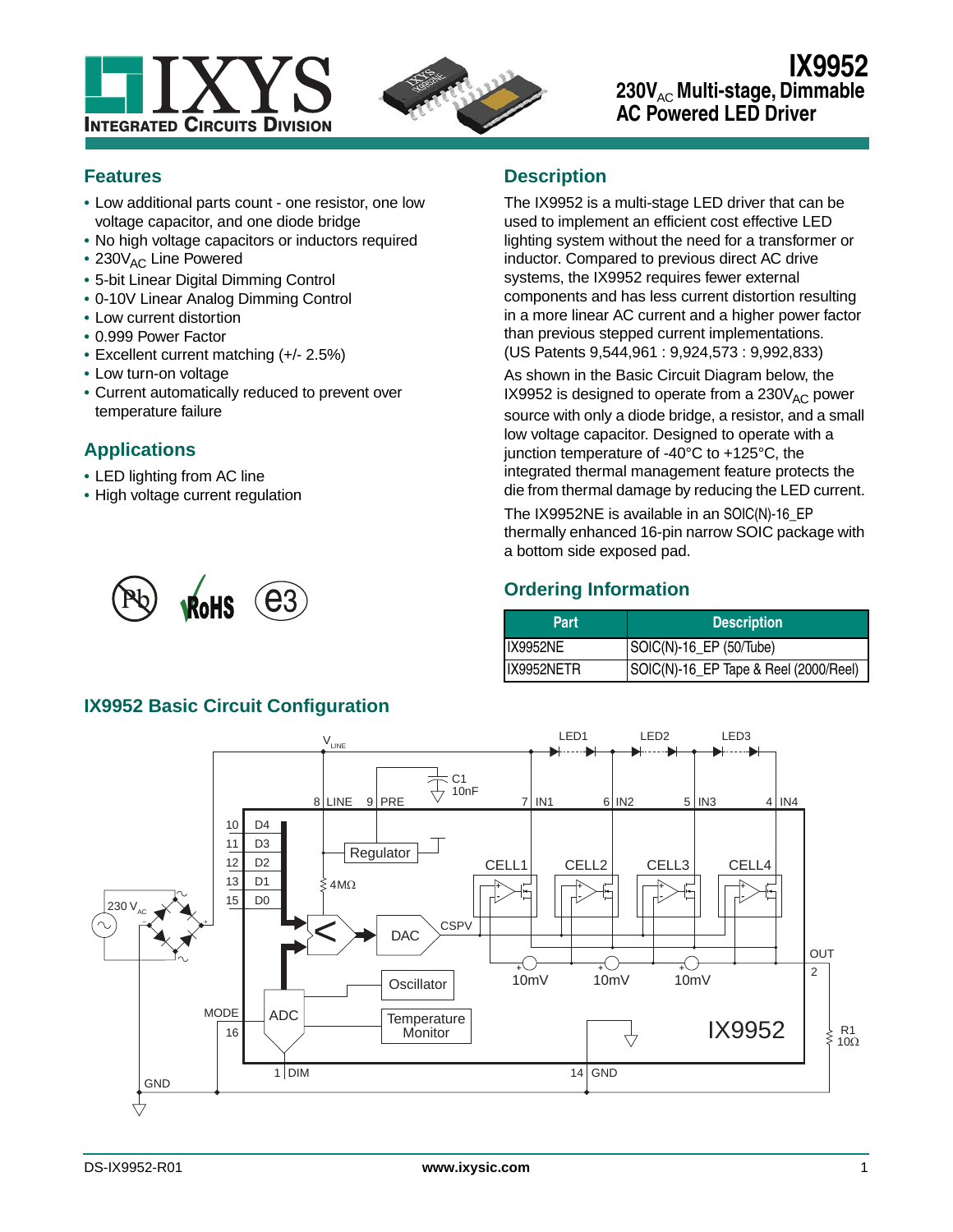# IX9952

## $230V_{AC}$ Multi-stage, Dimmable AC Powered LED Driver

## Features

- Low additional parts count - one resistor, one low voltage capacitor, and one diode bridge
- No high voltage capacitors or inductors required
- $230V_{AC}$ Line Powered
- 5-bit Linear Digital Dimming Control
- 0-10V Linear Analog Dimming Control
- Low current distortion
- 0.999 Power Factor
- Excellent current matching (+/- 2.5%)
- Low turn-on voltage
- Current automatically reduced to prevent over temperature failure

## Applications

- LED lighting from AC line
- High voltage current regulation

## Description

The IX9952 is a multi-stage LED driver that can be used to implement an efficient cost effective LED lighting system without the need for a transformer or inductor. Compared to previous direct AC drive systems, the IX9952 requires fewer external components and has less current distortion resulting in a more linear AC current and a higher power factor than previous stepped current implementations. (US Patents 9,544,961 : 9,924,573 : 9,992,833)

As shown in the Basic Circuit Diagram below, the IX9952 is designed to operate from a $230V_{AC}$ power source with only a diode bridge, a resistor, and a small low voltage capacitor. Designed to operate with a junction temperature of -40°C to +125°C, the integrated thermal management feature protects the die from thermal damage by reducing the LED current.

The IX9952NE is available in an SOIC(N)-16_EP thermally enhanced 16-pin narrow SOIC package with a bottom side exposed pad.

## Ordering Information

| Part | Description |
|---|---|
| IX9952NE | SOIC(N)-16_EP (50/Tube) |
| IX9952NETR | SOIC(N)-16_EP Tape & Reel (2000/Reel) |

## IX9952 Basic Circuit Configuration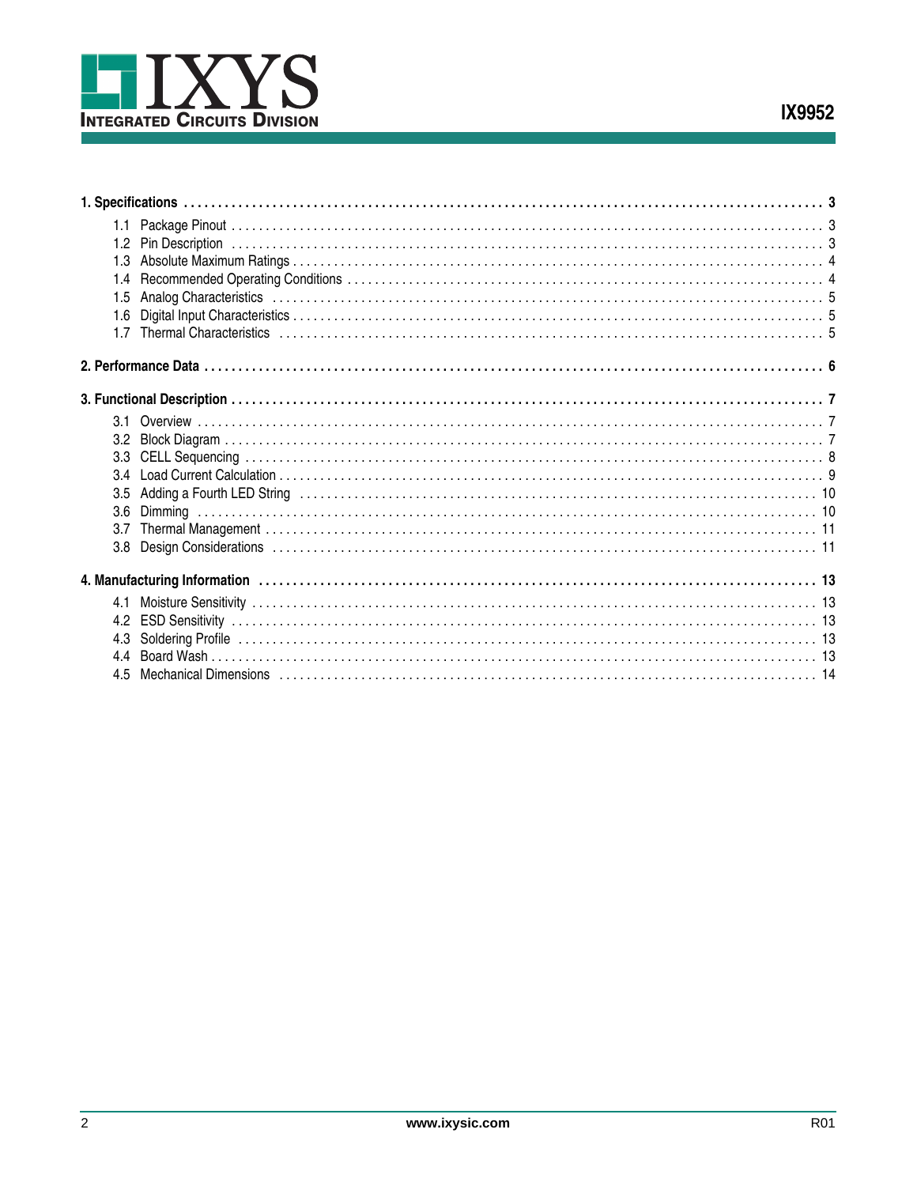**1. Specifications** . . . 3

- 1.1 Package Pinout . . . 3
- 1.2 Pin Description . . . 3
- 1.3 Absolute Maximum Ratings . . . 4
- 1.4 Recommended Operating Conditions . . . 4
- 1.5 Analog Characteristics . . . 5
- 1.6 Digital Input Characteristics . . . 5
- 1.7 Thermal Characteristics . . . 5

**2. Performance Data** . . . 6

**3. Functional Description** . . . 7

- 3.1 Overview . . . 7
- 3.2 Block Diagram . . . 7
- 3.3 CELL Sequencing . . . 8
- 3.4 Load Current Calculation . . . 9
- 3.5 Adding a Fourth LED String . . . 10
- 3.6 Dimming . . . 10
- 3.7 Thermal Management . . . 11
- 3.8 Design Considerations . . . 11

**4. Manufacturing Information** . . . 13

- 4.1 Moisture Sensitivity . . . 13
- 4.2 ESD Sensitivity . . . 13
- 4.3 Soldering Profile . . . 13
- 4.4 Board Wash . . . 13
- 4.5 Mechanical Dimensions . . . 14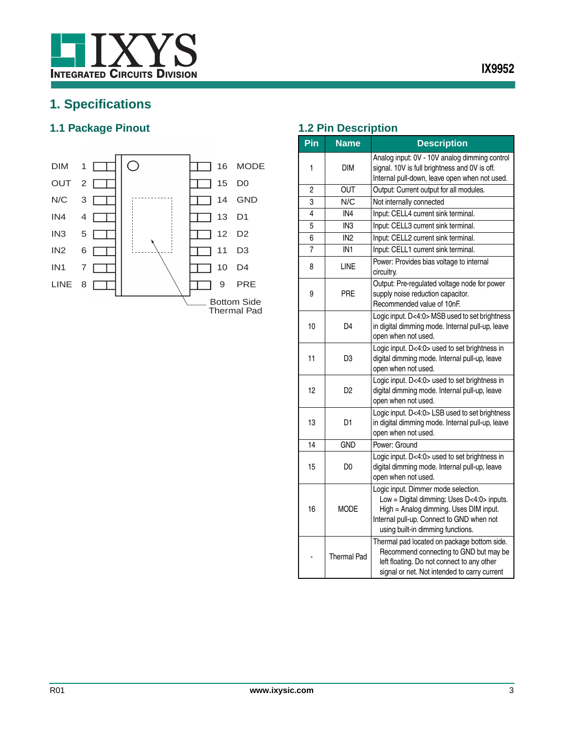# 1. Specifications

## 1.1 Package Pinout

| Pin Name | Pin | | Pin | Pin Name |
|---|---|---|---|---|
| DIM | 1 | | 16 | MODE |
| OUT | 2 | | 15 | D0 |
| N/C | 3 | | 14 | GND |
| IN4 | 4 | | 13 | D1 |
| IN3 | 5 | | 12 | D2 |
| IN2 | 6 | | 11 | D3 |
| IN1 | 7 | | 10 | D4 |
| LINE | 8 | | 9 | PRE |

Bottom Side Thermal Pad

## 1.2 Pin Description

| Pin | Name | Description |
|---|---|---|
| 1 | DIM | Analog input: 0V - 10V analog dimming control signal. 10V is full brightness and 0V is off. Internal pull-down, leave open when not used. |
| 2 | OUT | Output: Current output for all modules. |
| 3 | N/C | Not internally connected |
| 4 | IN4 | Input: CELL4 current sink terminal. |
| 5 | IN3 | Input: CELL3 current sink terminal. |
| 6 | IN2 | Input: CELL2 current sink terminal. |
| 7 | IN1 | Input: CELL1 current sink terminal. |
| 8 | LINE | Power: Provides bias voltage to internal circuitry. |
| 9 | PRE | Output: Pre-regulated voltage node for power supply noise reduction capacitor. Recommended value of 10nF. |
| 10 | D4 | Logic input. D<4:0> MSB used to set brightness in digital dimming mode. Internal pull-up, leave open when not used. |
| 11 | D3 | Logic input. D<4:0> used to set brightness in digital dimming mode. Internal pull-up, leave open when not used. |
| 12 | D2 | Logic input. D<4:0> used to set brightness in digital dimming mode. Internal pull-up, leave open when not used. |
| 13 | D1 | Logic input. D<4:0> LSB used to set brightness in digital dimming mode. Internal pull-up, leave open when not used. |
| 14 | GND | Power: Ground |
| 15 | D0 | Logic input. D<4:0> used to set brightness in digital dimming mode. Internal pull-up, leave open when not used. |
| 16 | MODE | Logic input. Dimmer mode selection. Low = Digital dimming: Uses D<4:0> inputs. High = Analog dimming. Uses DIM input. Internal pull-up. Connect to GND when not using built-in dimming functions. |
| - | Thermal Pad | Thermal pad located on package bottom side. Recommend connecting to GND but may be left floating. Do not connect to any other signal or net. Not intended to carry current |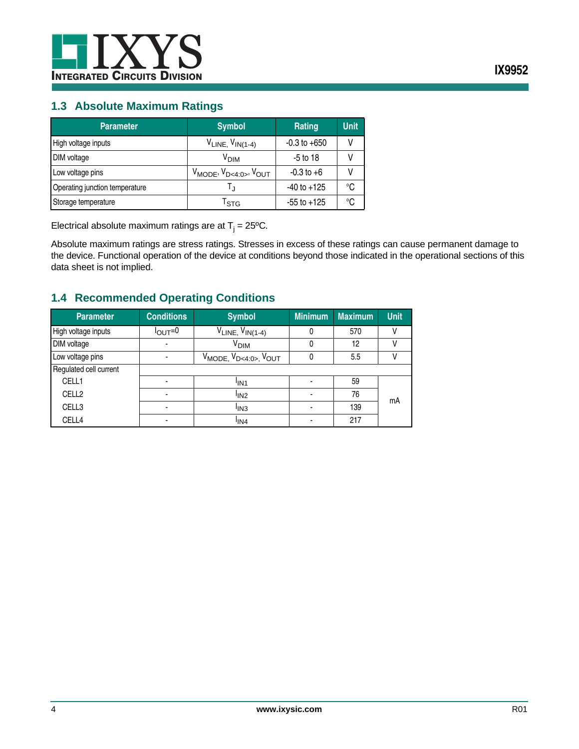## 1.3 Absolute Maximum Ratings

| Parameter | Symbol | Rating | Unit |
|---|---|---|---|
| High voltage inputs | $V_{LINE}$, $V_{IN(1-4)}$ | -0.3 to +650 | V |
| DIM voltage | $V_{DIM}$ | -5 to 18 | V |
| Low voltage pins | $V_{MODE}$, $V_{D<4:0>}$, $V_{OUT}$ | -0.3 to +6 | V |
| Operating junction temperature | $T_J$ | -40 to +125 | °C |
| Storage temperature | $T_{STG}$ | -55 to +125 | °C |

Electrical absolute maximum ratings are at $T_j$ = 25ºC.

Absolute maximum ratings are stress ratings. Stresses in excess of these ratings can cause permanent damage to the device. Functional operation of the device at conditions beyond those indicated in the operational sections of this data sheet is not implied.

## 1.4 Recommended Operating Conditions

| Parameter | Conditions | Symbol | Minimum | Maximum | Unit |
|---|---|---|---|---|---|
| High voltage inputs | $I_{OUT}$=0 | $V_{LINE}$, $V_{IN(1-4)}$ | 0 | 570 | V |
| DIM voltage | - | $V_{DIM}$ | 0 | 12 | V |
| Low voltage pins | - | $V_{MODE}$, $V_{D<4:0>}$, $V_{OUT}$ | 0 | 5.5 | V |
| Regulated cell current | | | | | |
| CELL1 | - | $I_{IN1}$ | - | 59 | mA |
| CELL2 | - | $I_{IN2}$ | - | 76 | mA |
| CELL3 | - | $I_{IN3}$ | - | 139 | mA |
| CELL4 | - | $I_{IN4}$ | - | 217 | mA |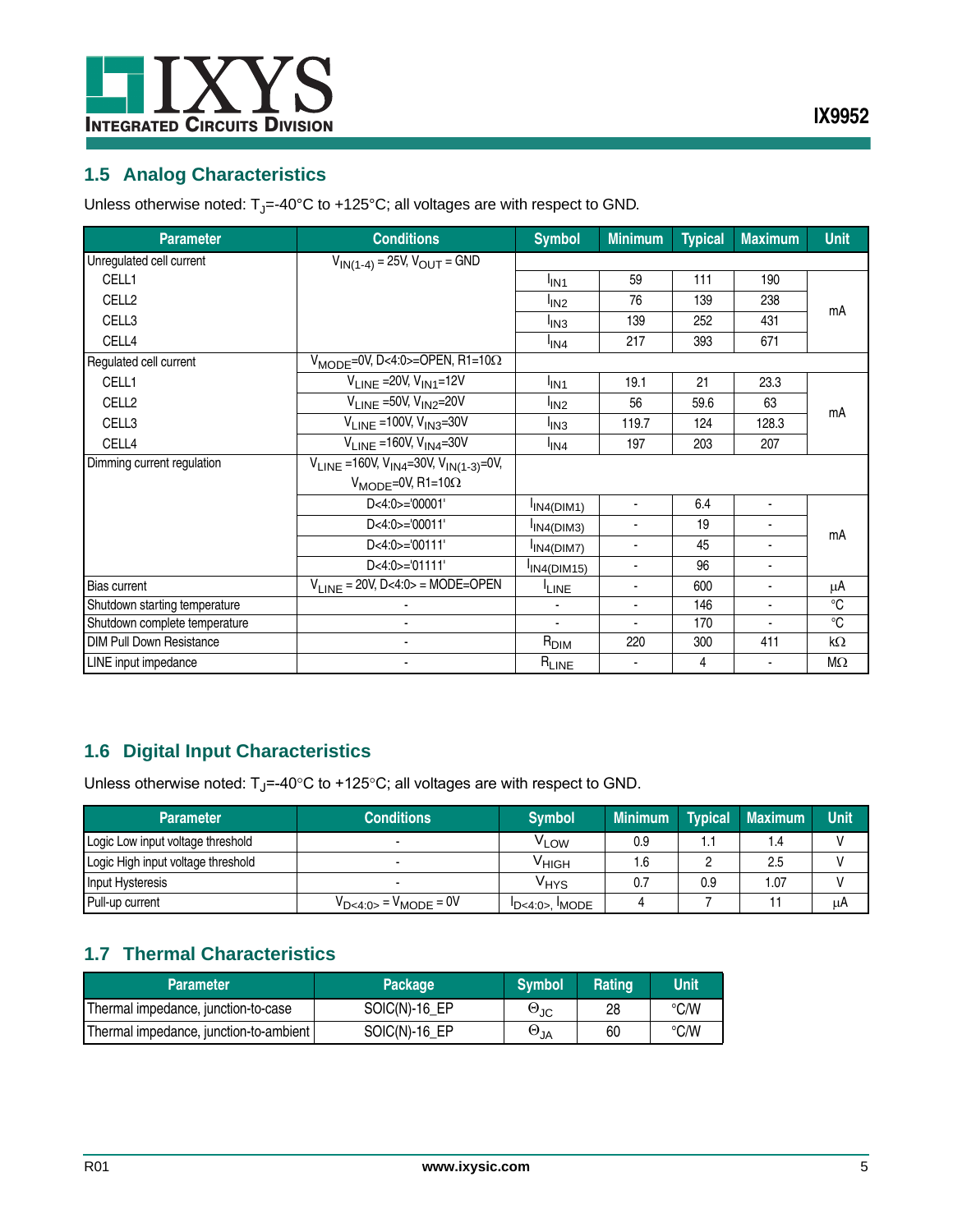## 1.5 Analog Characteristics

Unless otherwise noted: $T_J$=-40°C to +125°C; all voltages are with respect to GND.

| Parameter | Conditions | Symbol | Minimum | Typical | Maximum | Unit |
|---|---|---|---|---|---|---|
| Unregulated cell current | $V_{IN(1-4)}$ = 25V, $V_{OUT}$ = GND | | | | | |
| CELL1 | | $I_{IN1}$ | 59 | 111 | 190 | mA |
| CELL2 | | $I_{IN2}$ | 76 | 139 | 238 | mA |
| CELL3 | | $I_{IN3}$ | 139 | 252 | 431 | mA |
| CELL4 | | $I_{IN4}$ | 217 | 393 | 671 | mA |
| Regulated cell current | $V_{MODE}$=0V, D<4:0>=OPEN, R1=10Ω | | | | | |
| CELL1 | $V_{LINE}$ =20V, $V_{IN1}$=12V | $I_{IN1}$ | 19.1 | 21 | 23.3 | mA |
| CELL2 | $V_{LINE}$ =50V, $V_{IN2}$=20V | $I_{IN2}$ | 56 | 59.6 | 63 | mA |
| CELL3 | $V_{LINE}$ =100V, $V_{IN3}$=30V | $I_{IN3}$ | 119.7 | 124 | 128.3 | mA |
| CELL4 | $V_{LINE}$ =160V, $V_{IN4}$=30V | $I_{IN4}$ | 197 | 203 | 207 | mA |
| Dimming current regulation | $V_{LINE}$ =160V, $V_{IN4}$=30V, $V_{IN(1-3)}$=0V, $V_{MODE}$=0V, R1=10Ω | | | | | |
| | D<4:0>='00001' | $I_{IN4(DIM1)}$ | - | 6.4 | - | mA |
| | D<4:0>='00011' | $I_{IN4(DIM3)}$ | - | 19 | - | mA |
| | D<4:0>='00111' | $I_{IN4(DIM7)}$ | - | 45 | - | mA |
| | D<4:0>='01111' | $I_{IN4(DIM15)}$ | - | 96 | - | mA |
| Bias current | $V_{LINE}$ = 20V, D<4:0> = MODE=OPEN | $I_{LINE}$ | - | 600 | - | μA |
| Shutdown starting temperature | - | - | - | 146 | - | °C |
| Shutdown complete temperature | - | - | - | 170 | - | °C |
| DIM Pull Down Resistance | - | $R_{DIM}$ | 220 | 300 | 411 | kΩ |
| LINE input impedance | - | $R_{LINE}$ | - | 4 | - | MΩ |

## 1.6 Digital Input Characteristics

Unless otherwise noted: $T_J$=-40°C to +125°C; all voltages are with respect to GND.

| Parameter | Conditions | Symbol | Minimum | Typical | Maximum | Unit |
|---|---|---|---|---|---|---|
| Logic Low input voltage threshold | - | $V_{LOW}$ | 0.9 | 1.1 | 1.4 | V |
| Logic High input voltage threshold | - | $V_{HIGH}$ | 1.6 | 2 | 2.5 | V |
| Input Hysteresis | - | $V_{HYS}$ | 0.7 | 0.9 | 1.07 | V |
| Pull-up current | $V_{D<4:0>}$ = $V_{MODE}$ = 0V | $I_{D<4:0>}$, $I_{MODE}$ | 4 | 7 | 11 | μA |

## 1.7 Thermal Characteristics

| Parameter | Package | Symbol | Rating | Unit |
|---|---|---|---|---|
| Thermal impedance, junction-to-case | SOIC(N)-16_EP | $\Theta_{JC}$ | 28 | °C/W |
| Thermal impedance, junction-to-ambient | SOIC(N)-16_EP | $\Theta_{JA}$ | 60 | °C/W |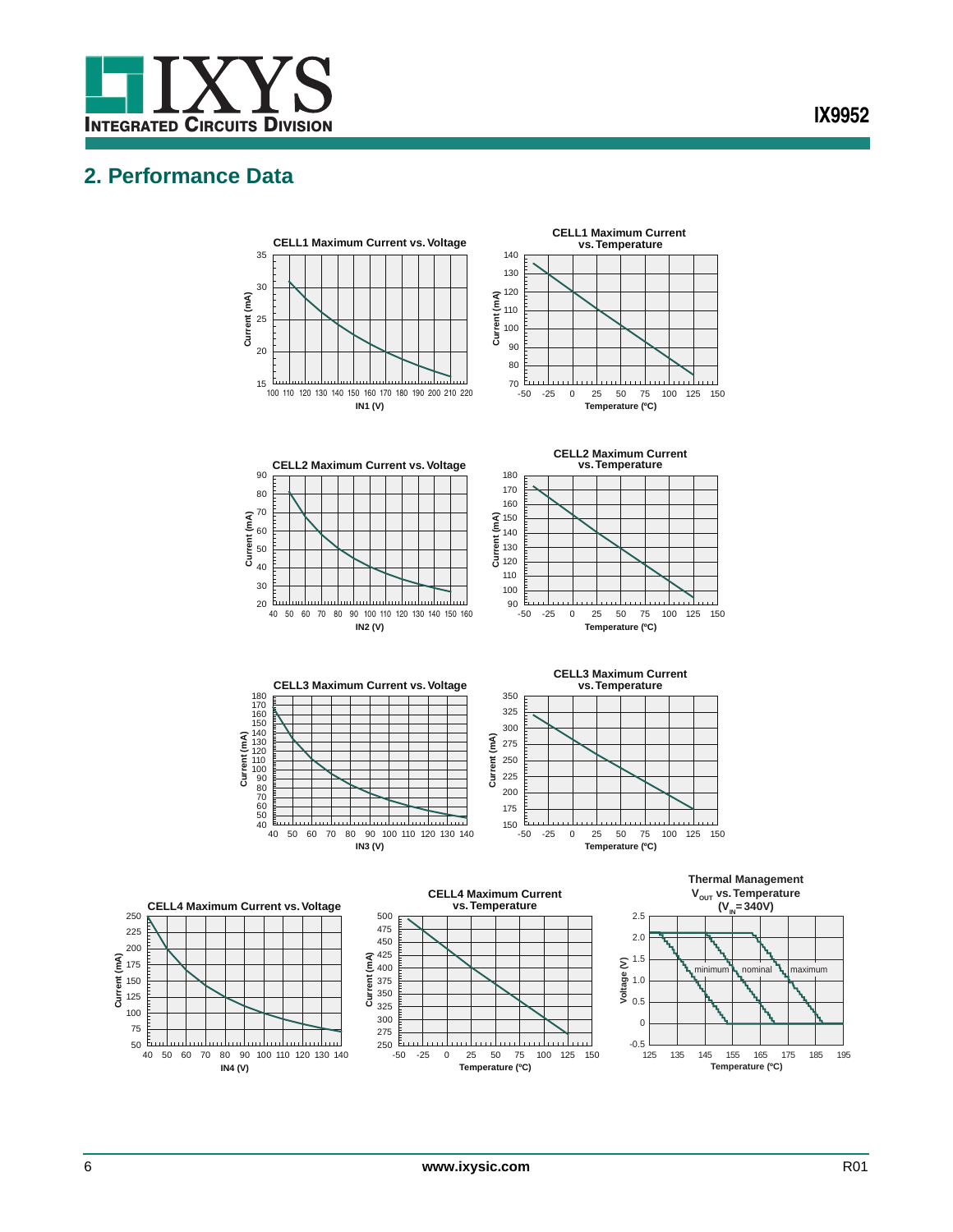## 2. Performance Data

CELL1 Maximum Current vs. Voltage

CELL1 Maximum Current vs. Temperature

CELL2 Maximum Current vs. Voltage

CELL2 Maximum Current vs. Temperature

CELL3 Maximum Current vs. Voltage

CELL3 Maximum Current vs. Temperature

CELL4 Maximum Current vs. Voltage

CELL4 Maximum Current vs. Temperature

Thermal Management $V_{OUT}$ vs. Temperature ($V_{IN}$ = 340V)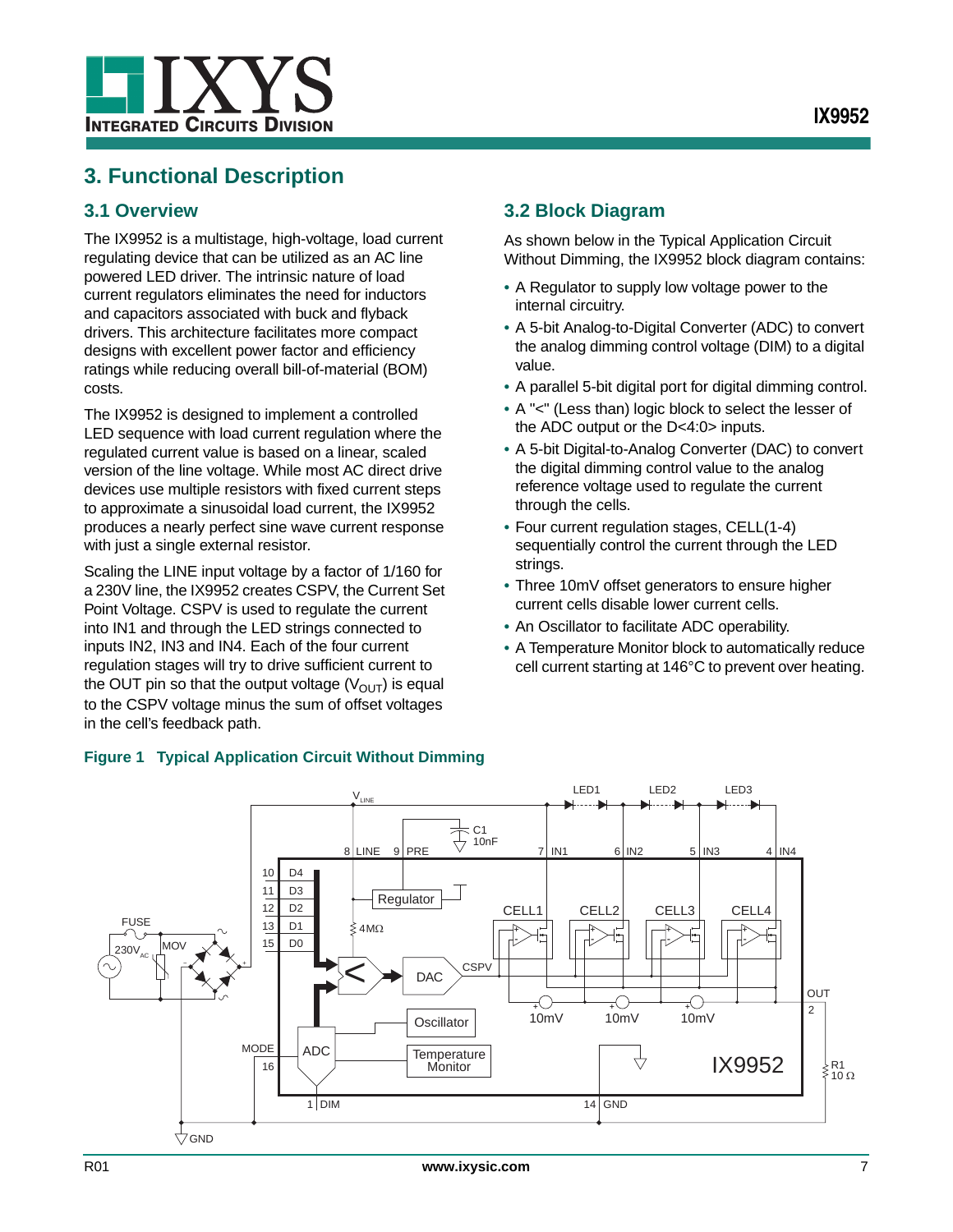# 3. Functional Description

## 3.1 Overview

The IX9952 is a multistage, high-voltage, load current regulating device that can be utilized as an AC line powered LED driver. The intrinsic nature of load current regulators eliminates the need for inductors and capacitors associated with buck and flyback drivers. This architecture facilitates more compact designs with excellent power factor and efficiency ratings while reducing overall bill-of-material (BOM) costs.

The IX9952 is designed to implement a controlled LED sequence with load current regulation where the regulated current value is based on a linear, scaled version of the line voltage. While most AC direct drive devices use multiple resistors with fixed current steps to approximate a sinusoidal load current, the IX9952 produces a nearly perfect sine wave current response with just a single external resistor.

Scaling the LINE input voltage by a factor of 1/160 for a 230V line, the IX9952 creates CSPV, the Current Set Point Voltage. CSPV is used to regulate the current into IN1 and through the LED strings connected to inputs IN2, IN3 and IN4. Each of the four current regulation stages will try to drive sufficient current to the OUT pin so that the output voltage ($V_{OUT}$) is equal to the CSPV voltage minus the sum of offset voltages in the cell's feedback path.

## 3.2 Block Diagram

As shown below in the Typical Application Circuit Without Dimming, the IX9952 block diagram contains:

- A Regulator to supply low voltage power to the internal circuitry.
- A 5-bit Analog-to-Digital Converter (ADC) to convert the analog dimming control voltage (DIM) to a digital value.
- A parallel 5-bit digital port for digital dimming control.
- A "<" (Less than) logic block to select the lesser of the ADC output or the D<4:0> inputs.
- A 5-bit Digital-to-Analog Converter (DAC) to convert the digital dimming control value to the analog reference voltage used to regulate the current through the cells.
- Four current regulation stages, CELL(1-4) sequentially control the current through the LED strings.
- Three 10mV offset generators to ensure higher current cells disable lower current cells.
- An Oscillator to facilitate ADC operability.
- A Temperature Monitor block to automatically reduce cell current starting at 146°C to prevent over heating.

**Figure 1 Typical Application Circuit Without Dimming**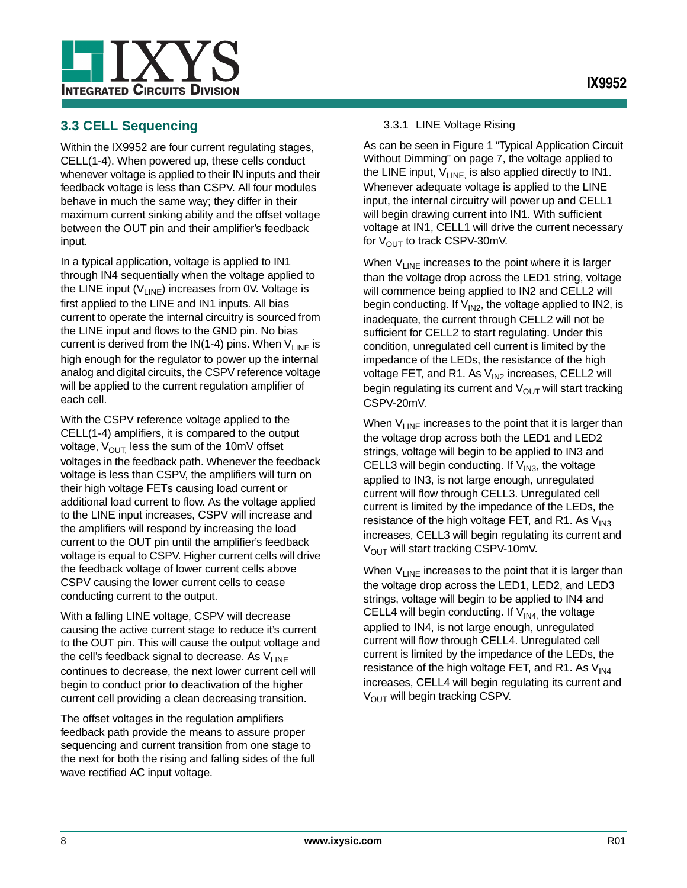## 3.3 CELL Sequencing

Within the IX9952 are four current regulating stages, CELL(1-4). When powered up, these cells conduct whenever voltage is applied to their IN inputs and their feedback voltage is less than CSPV. All four modules behave in much the same way; they differ in their maximum current sinking ability and the offset voltage between the OUT pin and their amplifier's feedback input.

In a typical application, voltage is applied to IN1 through IN4 sequentially when the voltage applied to the LINE input ($V_{LINE}$) increases from 0V. Voltage is first applied to the LINE and IN1 inputs. All bias current to operate the internal circuitry is sourced from the LINE input and flows to the GND pin. No bias current is derived from the IN(1-4) pins. When $V_{LINE}$ is high enough for the regulator to power up the internal analog and digital circuits, the CSPV reference voltage will be applied to the current regulation amplifier of each cell.

With the CSPV reference voltage applied to the CELL(1-4) amplifiers, it is compared to the output voltage, $V_{OUT,}$ less the sum of the 10mV offset voltages in the feedback path. Whenever the feedback voltage is less than CSPV, the amplifiers will turn on their high voltage FETs causing load current or additional load current to flow. As the voltage applied to the LINE input increases, CSPV will increase and the amplifiers will respond by increasing the load current to the OUT pin until the amplifier's feedback voltage is equal to CSPV. Higher current cells will drive the feedback voltage of lower current cells above CSPV causing the lower current cells to cease conducting current to the output.

With a falling LINE voltage, CSPV will decrease causing the active current stage to reduce it's current to the OUT pin. This will cause the output voltage and the cell's feedback signal to decrease. As $V_{LINE}$ continues to decrease, the next lower current cell will begin to conduct prior to deactivation of the higher current cell providing a clean decreasing transition.

The offset voltages in the regulation amplifiers feedback path provide the means to assure proper sequencing and current transition from one stage to the next for both the rising and falling sides of the full wave rectified AC input voltage.

### 3.3.1 LINE Voltage Rising

As can be seen in Figure 1 “Typical Application Circuit Without Dimming” on page 7, the voltage applied to the LINE input, $V_{LINE,}$ is also applied directly to IN1. Whenever adequate voltage is applied to the LINE input, the internal circuitry will power up and CELL1 will begin drawing current into IN1. With sufficient voltage at IN1, CELL1 will drive the current necessary for $V_{OUT}$ to track CSPV-30mV.

When $V_{LINE}$ increases to the point where it is larger than the voltage drop across the LED1 string, voltage will commence being applied to IN2 and CELL2 will begin conducting. If $V_{IN2}$, the voltage applied to IN2, is inadequate, the current through CELL2 will not be sufficient for CELL2 to start regulating. Under this condition, unregulated cell current is limited by the impedance of the LEDs, the resistance of the high voltage FET, and R1. As $V_{IN2}$ increases, CELL2 will begin regulating its current and $V_{OUT}$ will start tracking CSPV-20mV.

When $V_{LINE}$ increases to the point that it is larger than the voltage drop across both the LED1 and LED2 strings, voltage will begin to be applied to IN3 and CELL3 will begin conducting. If $V_{IN3}$, the voltage applied to IN3, is not large enough, unregulated current will flow through CELL3. Unregulated cell current is limited by the impedance of the LEDs, the resistance of the high voltage FET, and R1. As $V_{IN3}$ increases, CELL3 will begin regulating its current and $V_{OUT}$ will start tracking CSPV-10mV.

When $V_{LINE}$ increases to the point that it is larger than the voltage drop across the LED1, LED2, and LED3 strings, voltage will begin to be applied to IN4 and CELL4 will begin conducting. If $V_{IN4,}$ the voltage applied to IN4, is not large enough, unregulated current will flow through CELL4. Unregulated cell current is limited by the impedance of the LEDs, the resistance of the high voltage FET, and R1. As $V_{IN4}$ increases, CELL4 will begin regulating its current and $V_{OUT}$ will begin tracking CSPV.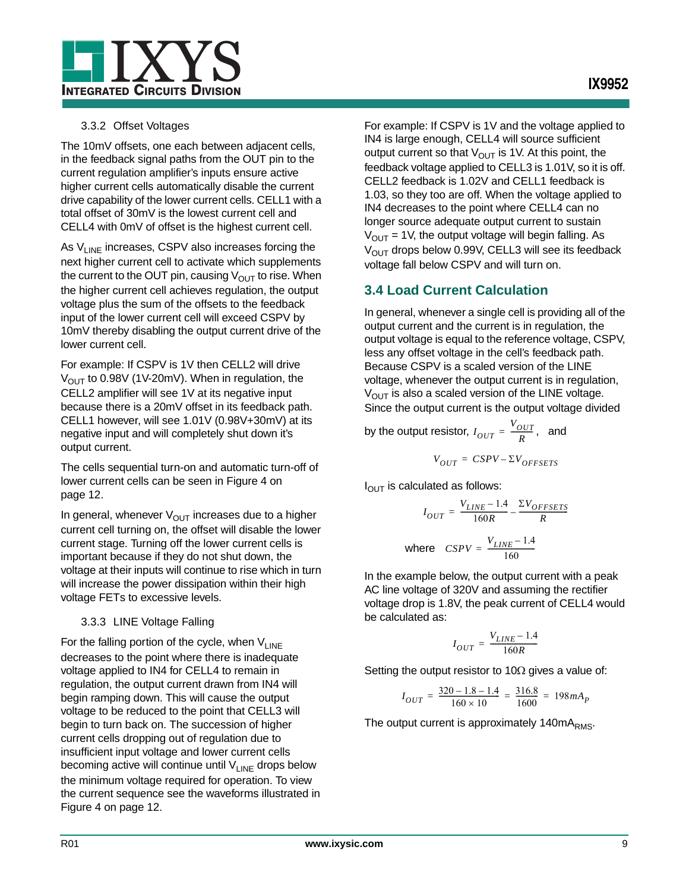#### 3.3.2 Offset Voltages

The 10mV offsets, one each between adjacent cells, in the feedback signal paths from the OUT pin to the current regulation amplifier's inputs ensure active higher current cells automatically disable the current drive capability of the lower current cells. CELL1 with a total offset of 30mV is the lowest current cell and CELL4 with 0mV of offset is the highest current cell.

As $V_{LINE}$ increases, CSPV also increases forcing the next higher current cell to activate which supplements the current to the OUT pin, causing $V_{OUT}$ to rise. When the higher current cell achieves regulation, the output voltage plus the sum of the offsets to the feedback input of the lower current cell will exceed CSPV by 10mV thereby disabling the output current drive of the lower current cell.

For example: If CSPV is 1V then CELL2 will drive $V_{OUT}$ to 0.98V (1V-20mV). When in regulation, the CELL2 amplifier will see 1V at its negative input because there is a 20mV offset in its feedback path. CELL1 however, will see 1.01V (0.98V+30mV) at its negative input and will completely shut down it's output current.

The cells sequential turn-on and automatic turn-off of lower current cells can be seen in Figure 4 on page 12.

In general, whenever $V_{OUT}$ increases due to a higher current cell turning on, the offset will disable the lower current stage. Turning off the lower current cells is important because if they do not shut down, the voltage at their inputs will continue to rise which in turn will increase the power dissipation within their high voltage FETs to excessive levels.

#### 3.3.3 LINE Voltage Falling

For the falling portion of the cycle, when $V_{LINE}$ decreases to the point where there is inadequate voltage applied to IN4 for CELL4 to remain in regulation, the output current drawn from IN4 will begin ramping down. This will cause the output voltage to be reduced to the point that CELL3 will begin to turn back on. The succession of higher current cells dropping out of regulation due to insufficient input voltage and lower current cells becoming active will continue until $V_{LINE}$ drops below the minimum voltage required for operation. To view the current sequence see the waveforms illustrated in Figure 4 on page 12.

For example: If CSPV is 1V and the voltage applied to IN4 is large enough, CELL4 will source sufficient output current so that $V_{OUT}$ is 1V. At this point, the feedback voltage applied to CELL3 is 1.01V, so it is off. CELL2 feedback is 1.02V and CELL1 feedback is 1.03, so they too are off. When the voltage applied to IN4 decreases to the point where CELL4 can no longer source adequate output current to sustain $V_{OUT}$ = 1V, the output voltage will begin falling. As $V_{OUT}$ drops below 0.99V, CELL3 will see its feedback voltage fall below CSPV and will turn on.

### 3.4 Load Current Calculation

In general, whenever a single cell is providing all of the output current and the current is in regulation, the output voltage is equal to the reference voltage, CSPV, less any offset voltage in the cell's feedback path. Because CSPV is a scaled version of the LINE voltage, whenever the output current is in regulation, $V_{OUT}$ is also a scaled version of the LINE voltage. Since the output current is the output voltage divided by the output resistor, $I_{OUT} = \frac{V_{OUT}}{R}$, and

$$V_{OUT} = CSPV - \Sigma V_{OFFSETS}$$

$I_{OUT}$ is calculated as follows:

$$I_{OUT} = \frac{V_{LINE} - 1.4}{160R} - \frac{\Sigma V_{OFFSETS}}{R}$$

$$\text{where} \quad CSPV = \frac{V_{LINE} - 1.4}{160}$$

In the example below, the output current with a peak AC line voltage of 320V and assuming the rectifier voltage drop is 1.8V, the peak current of CELL4 would be calculated as:

$$I_{OUT} = \frac{V_{LINE} - 1.4}{160R}$$

Setting the output resistor to 10Ω gives a value of:

$$I_{OUT} = \frac{320 - 1.8 - 1.4}{160 \times 10} = \frac{316.8}{1600} = 198 mA_P$$

The output current is approximately $140mA_{RMS}$.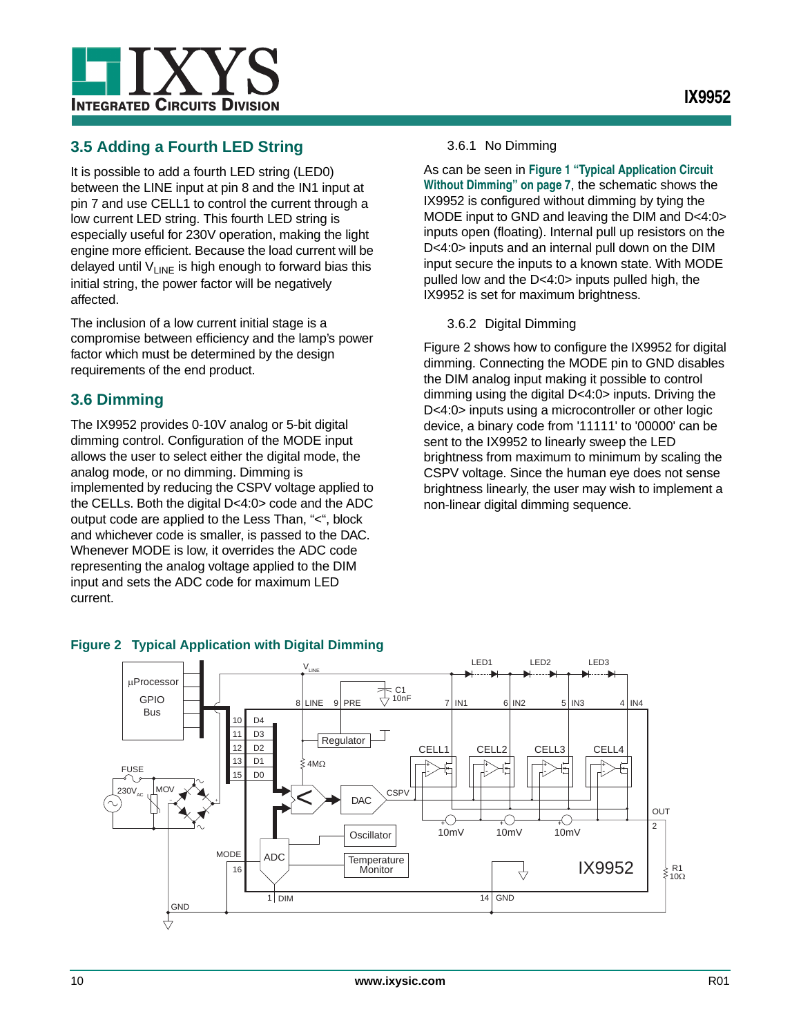## 3.5 Adding a Fourth LED String

It is possible to add a fourth LED string (LED0) between the LINE input at pin 8 and the IN1 input at pin 7 and use CELL1 to control the current through a low current LED string. This fourth LED string is especially useful for 230V operation, making the light engine more efficient. Because the load current will be delayed until $V_{LINE}$ is high enough to forward bias this initial string, the power factor will be negatively affected.

The inclusion of a low current initial stage is a compromise between efficiency and the lamp's power factor which must be determined by the design requirements of the end product.

## 3.6 Dimming

The IX9952 provides 0-10V analog or 5-bit digital dimming control. Configuration of the MODE input allows the user to select either the digital mode, the analog mode, or no dimming. Dimming is implemented by reducing the CSPV voltage applied to the CELLs. Both the digital D<4:0> code and the ADC output code are applied to the Less Than, "<", block and whichever code is smaller, is passed to the DAC. Whenever MODE is low, it overrides the ADC code representing the analog voltage applied to the DIM input and sets the ADC code for maximum LED current.

### 3.6.1 No Dimming

As can be seen in **Figure 1 "Typical Application Circuit Without Dimming" on page 7**, the schematic shows the IX9952 is configured without dimming by tying the MODE input to GND and leaving the DIM and D<4:0> inputs open (floating). Internal pull up resistors on the D<4:0> inputs and an internal pull down on the DIM input secure the inputs to a known state. With MODE pulled low and the D<4:0> inputs pulled high, the IX9952 is set for maximum brightness.

### 3.6.2 Digital Dimming

Figure 2 shows how to configure the IX9952 for digital dimming. Connecting the MODE pin to GND disables the DIM analog input making it possible to control dimming using the digital D<4:0> inputs. Driving the D<4:0> inputs using a microcontroller or other logic device, a binary code from '11111' to '00000' can be sent to the IX9952 to linearly sweep the LED brightness from maximum to minimum by scaling the CSPV voltage. Since the human eye does not sense brightness linearly, the user may wish to implement a non-linear digital dimming sequence.

**Figure 2 Typical Application with Digital Dimming**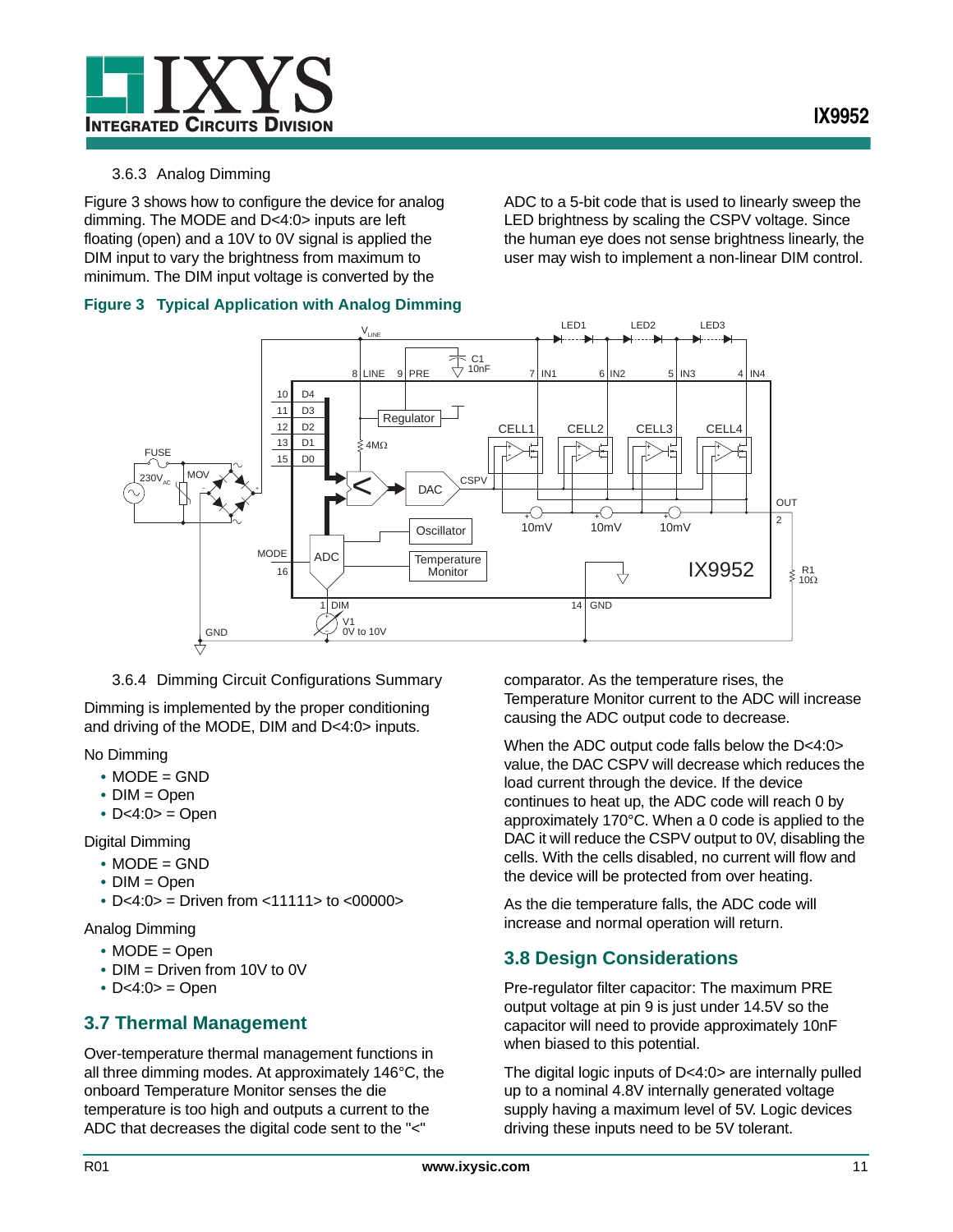### 3.6.3 Analog Dimming

Figure 3 shows how to configure the device for analog dimming. The MODE and D<4:0> inputs are left floating (open) and a 10V to 0V signal is applied the DIM input to vary the brightness from maximum to minimum. The DIM input voltage is converted by the ADC to a 5-bit code that is used to linearly sweep the LED brightness by scaling the CSPV voltage. Since the human eye does not sense brightness linearly, the user may wish to implement a non-linear DIM control.

**Figure 3 Typical Application with Analog Dimming**

### 3.6.4 Dimming Circuit Configurations Summary

Dimming is implemented by the proper conditioning and driving of the MODE, DIM and D<4:0> inputs.

No Dimming

- MODE = GND
- DIM = Open
- D<4:0> = Open

Digital Dimming

- MODE = GND
- DIM = Open
- D<4:0> = Driven from <11111> to <00000>

Analog Dimming

- MODE = Open
- DIM = Driven from 10V to 0V
- D<4:0> = Open

## 3.7 Thermal Management

Over-temperature thermal management functions in all three dimming modes. At approximately 146°C, the onboard Temperature Monitor senses the die temperature is too high and outputs a current to the ADC that decreases the digital code sent to the "<" comparator. As the temperature rises, the Temperature Monitor current to the ADC will increase causing the ADC output code to decrease.

When the ADC output code falls below the D<4:0> value, the DAC CSPV will decrease which reduces the load current through the device. If the device continues to heat up, the ADC code will reach 0 by approximately 170°C. When a 0 code is applied to the DAC it will reduce the CSPV output to 0V, disabling the cells. With the cells disabled, no current will flow and the device will be protected from over heating.

As the die temperature falls, the ADC code will increase and normal operation will return.

## 3.8 Design Considerations

Pre-regulator filter capacitor: The maximum PRE output voltage at pin 9 is just under 14.5V so the capacitor will need to provide approximately 10nF when biased to this potential.

The digital logic inputs of D<4:0> are internally pulled up to a nominal 4.8V internally generated voltage supply having a maximum level of 5V. Logic devices driving these inputs need to be 5V tolerant.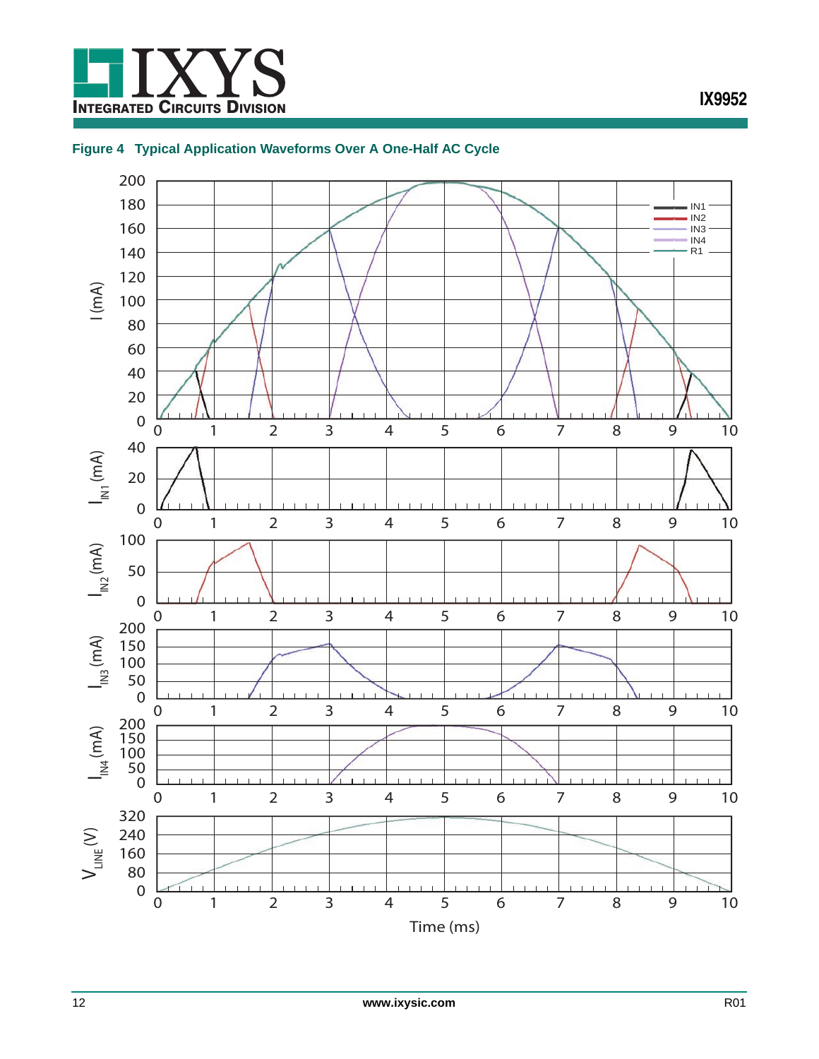**Figure 4 Typical Application Waveforms Over A One-Half AC Cycle**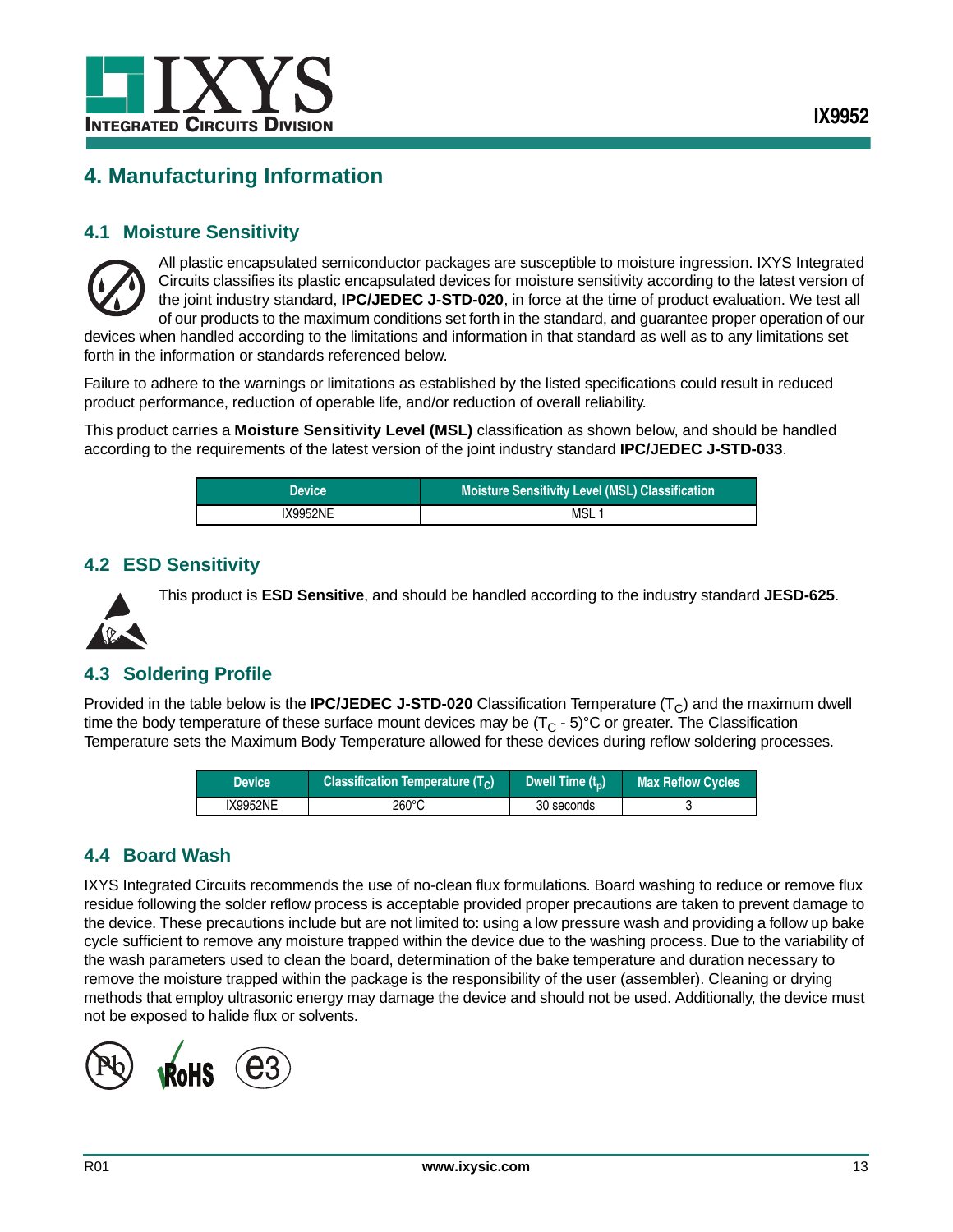# 4. Manufacturing Information

## 4.1 Moisture Sensitivity

All plastic encapsulated semiconductor packages are susceptible to moisture ingression. IXYS Integrated Circuits classifies its plastic encapsulated devices for moisture sensitivity according to the latest version of the joint industry standard, **IPC/JEDEC J-STD-020**, in force at the time of product evaluation. We test all of our products to the maximum conditions set forth in the standard, and guarantee proper operation of our devices when handled according to the limitations and information in that standard as well as to any limitations set forth in the information or standards referenced below.

Failure to adhere to the warnings or limitations as established by the listed specifications could result in reduced product performance, reduction of operable life, and/or reduction of overall reliability.

This product carries a **Moisture Sensitivity Level (MSL)** classification as shown below, and should be handled according to the requirements of the latest version of the joint industry standard **IPC/JEDEC J-STD-033**.

| Device | Moisture Sensitivity Level (MSL) Classification |
| --- | --- |
| IX9952NE | MSL 1 |

## 4.2 ESD Sensitivity

This product is **ESD Sensitive**, and should be handled according to the industry standard **JESD-625**.

## 4.3 Soldering Profile

Provided in the table below is the **IPC/JEDEC J-STD-020** Classification Temperature ($T_C$) and the maximum dwell time the body temperature of these surface mount devices may be ($T_C$ - 5)°C or greater. The Classification Temperature sets the Maximum Body Temperature allowed for these devices during reflow soldering processes.

| Device | Classification Temperature ($T_C$) | Dwell Time ($t_p$) | Max Reflow Cycles |
| --- | --- | --- | --- |
| IX9952NE | 260°C | 30 seconds | 3 |

## 4.4 Board Wash

IXYS Integrated Circuits recommends the use of no-clean flux formulations. Board washing to reduce or remove flux residue following the solder reflow process is acceptable provided proper precautions are taken to prevent damage to the device. These precautions include but are not limited to: using a low pressure wash and providing a follow up bake cycle sufficient to remove any moisture trapped within the device due to the washing process. Due to the variability of the wash parameters used to clean the board, determination of the bake temperature and duration necessary to remove the moisture trapped within the package is the responsibility of the user (assembler). Cleaning or drying methods that employ ultrasonic energy may damage the device and should not be used. Additionally, the device must not be exposed to halide flux or solvents.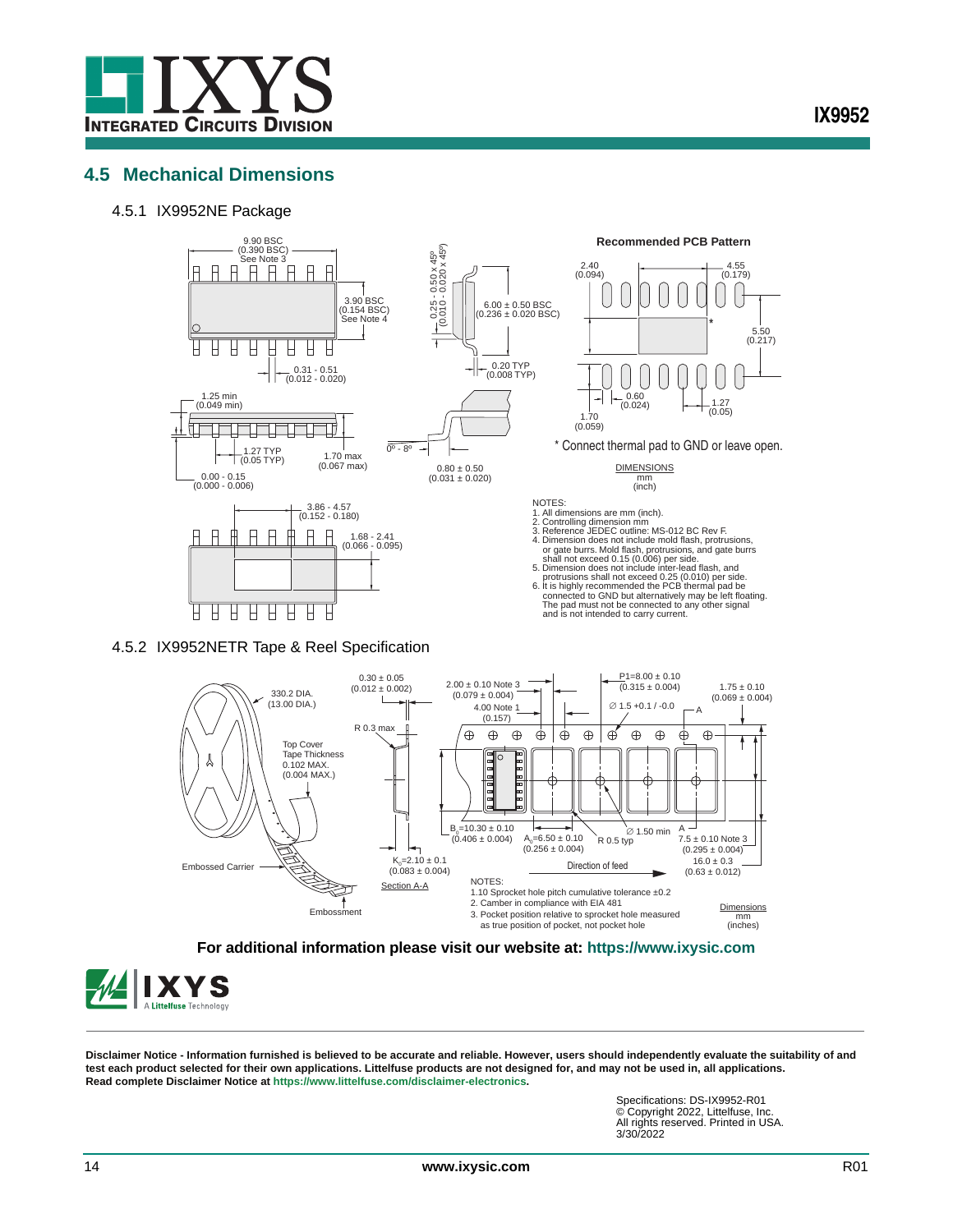## 4.5 Mechanical Dimensions

### 4.5.1 IX9952NE Package

9.90 BSC
(0.390 BSC)
See Note 3

3.90 BSC
(0.154 BSC)
See Note 4

0.25 - 0.50 x 45º
(0.010 - 0.020 x 45º)

6.00 ± 0.50 BSC
(0.236 ± 0.020 BSC)

0.31 - 0.51
(0.012 - 0.020)

0.20 TYP
(0.008 TYP)

1.25 min
(0.049 min)

1.27 TYP
(0.05 TYP)

1.70 max
(0.067 max)

0.00 - 0.15
(0.000 - 0.006)

0º - 8º

0.80 ± 0.50
(0.031 ± 0.020)

3.86 - 4.57
(0.152 - 0.180)

1.68 - 2.41
(0.066 - 0.095)

**Recommended PCB Pattern**

2.40
(0.094)

4.55
(0.179)

5.50
(0.217)

0.60
(0.024)

1.27
(0.05)

1.70
(0.059)

* Connect thermal pad to GND or leave open.

DIMENSIONS
mm
(inch)

NOTES:
1. All dimensions are mm (inch).
2. Controlling dimension mm
3. Reference JEDEC outline: MS-012 BC Rev F.
4. Dimension does not include mold flash, protrusions, or gate burrs. Mold flash, protrusions, and gate burrs shall not exceed 0.15 (0.006) per side.
5. Dimension does not include inter-lead flash, and protrusions shall not exceed 0.25 (0.010) per side.
6. It is highly recommended the PCB thermal pad be connected to GND but alternatively may be left floating. The pad must not be connected to any other signal and is not intended to carry current.

### 4.5.2 IX9952NETR Tape & Reel Specification

330.2 DIA.
(13.00 DIA.)

Top Cover
Tape Thickness
0.102 MAX.
(0.004 MAX.)

Embossed Carrier

Embossment

0.30 ± 0.05
(0.012 ± 0.002)

R 0.3 max

$K_0$=2.10 ± 0.1
(0.083 ± 0.004)

Section A-A

2.00 ± 0.10 Note 3
(0.079 ± 0.004)

4.00 Note 1
(0.157)

P1=8.00 ± 0.10
(0.315 ± 0.004)

∅ 1.5 +0.1 / -0.0

1.75 ± 0.10
(0.069 ± 0.004)

A

$B_0$=10.30 ± 0.10
(0.406 ± 0.004)

$A_0$=6.50 ± 0.10
(0.256 ± 0.004)

R 0.5 typ

∅ 1.50 min

A

7.5 ± 0.10 Note 3
(0.295 ± 0.004)

16.0 ± 0.3
(0.63 ± 0.012)

Direction of feed

NOTES:
1.10 Sprocket hole pitch cumulative tolerance ±0.2
2. Camber in compliance with EIA 481
3. Pocket position relative to sprocket hole measured as true position of pocket, not pocket hole

Dimensions
mm
(inches)

**For additional information please visit our website at: https://www.ixysic.com**

**Disclaimer Notice - Information furnished is believed to be accurate and reliable. However, users should independently evaluate the suitability of and test each product selected for their own applications. Littelfuse products are not designed for, and may not be used in, all applications. Read complete Disclaimer Notice at https://www.littelfuse.com/disclaimer-electronics.**

Specifications: DS-IX9952-R01
© Copyright 2022, Littelfuse, Inc.
All rights reserved. Printed in USA.
3/30/2022